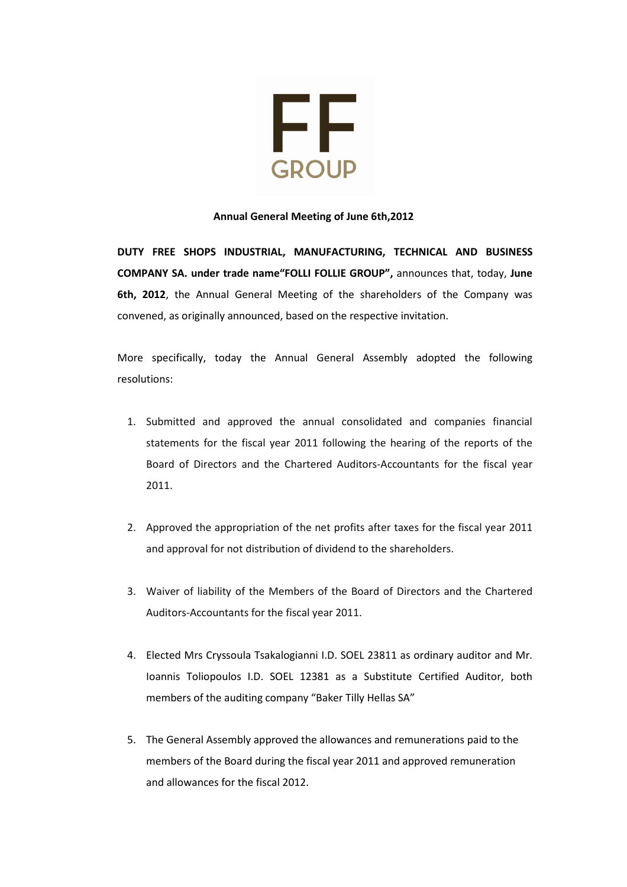FF GROUP

**Annual General Meeting of June 6th,2012**

**DUTY FREE SHOPS INDUSTRIAL, MANUFACTURING, TECHNICAL AND BUSINESS COMPANY SA. under trade name"FOLLI FOLLIE GROUP",** announces that, today, **June 6th, 2012**, the Annual General Meeting of the shareholders of the Company was convened, as originally announced, based on the respective invitation.

More specifically, today the Annual General Assembly adopted the following resolutions:

1. Submitted and approved the annual consolidated and companies financial statements for the fiscal year 2011 following the hearing of the reports of the Board of Directors and the Chartered Auditors-Accountants for the fiscal year 2011.

2. Approved the appropriation of the net profits after taxes for the fiscal year 2011 and approval for not distribution of dividend to the shareholders.

3. Waiver of liability of the Members of the Board of Directors and the Chartered Auditors-Accountants for the fiscal year 2011.

4. Elected Mrs Cryssoula Tsakalogianni I.D. SOEL 23811 as ordinary auditor and Mr. Ioannis Toliopoulos I.D. SOEL 12381 as a Substitute Certified Auditor, both members of the auditing company "Baker Tilly Hellas SA"

5. The General Assembly approved the allowances and remunerations paid to the members of the Board during the fiscal year 2011 and approved remuneration and allowances for the fiscal 2012.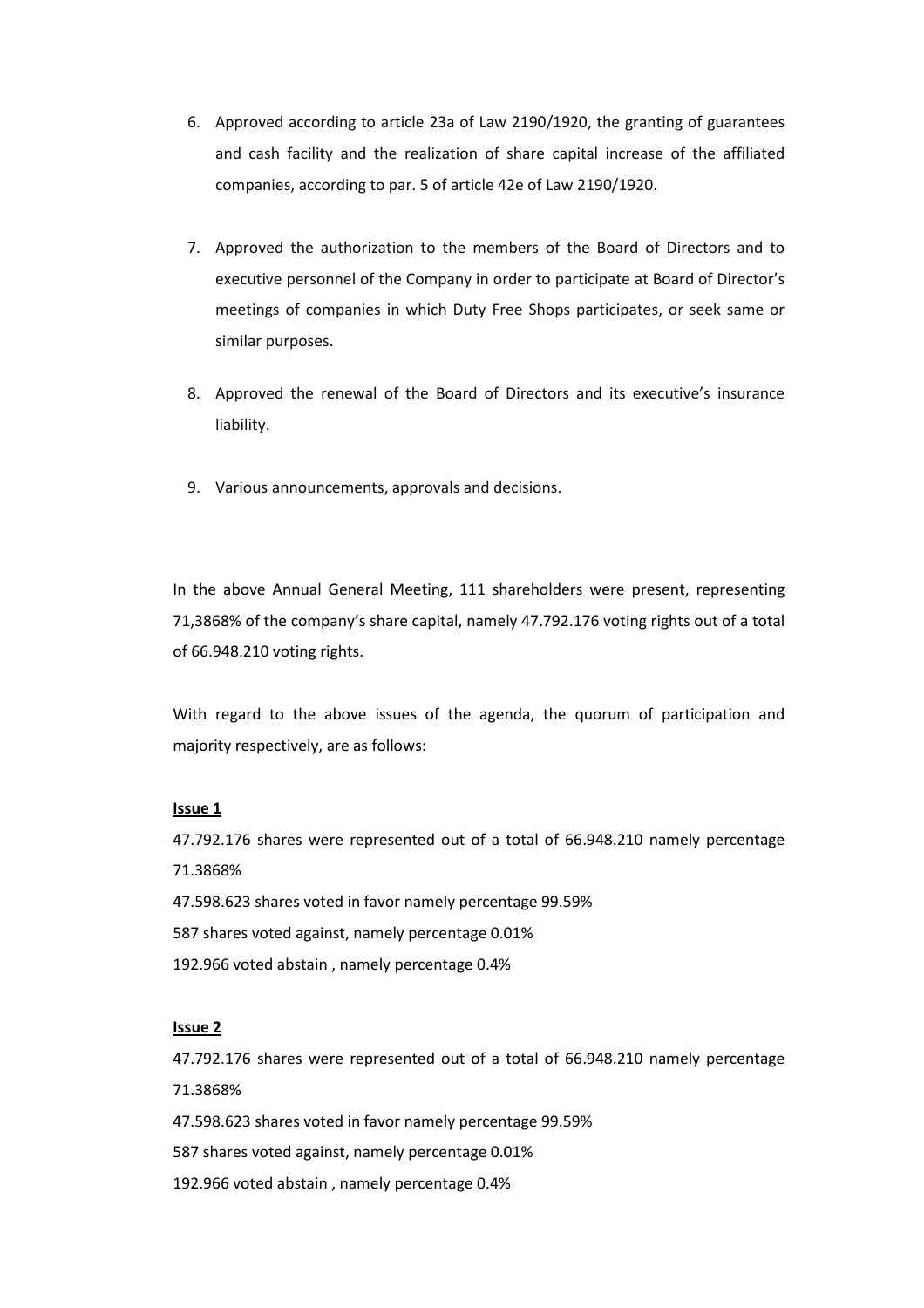6. Approved according to article 23a of Law 2190/1920, the granting of guarantees and cash facility and the realization of share capital increase of the affiliated companies, according to par. 5 of article 42e of Law 2190/1920.

7. Approved the authorization to the members of the Board of Directors and to executive personnel of the Company in order to participate at Board of Director's meetings of companies in which Duty Free Shops participates, or seek same or similar purposes.

8. Approved the renewal of the Board of Directors and its executive's insurance liability.

9. Various announcements, approvals and decisions.

In the above Annual General Meeting, 111 shareholders were present, representing 71,3868% of the company's share capital, namely 47.792.176 voting rights out of a total of 66.948.210 voting rights.

With regard to the above issues of the agenda, the quorum of participation and majority respectively, are as follows:

**Issue 1**

47.792.176 shares were represented out of a total of 66.948.210 namely percentage 71.3868%

47.598.623 shares voted in favor namely percentage 99.59%

587 shares voted against, namely percentage 0.01%

192.966 voted abstain , namely percentage 0.4%

**Issue 2**

47.792.176 shares were represented out of a total of 66.948.210 namely percentage 71.3868%

47.598.623 shares voted in favor namely percentage 99.59%

587 shares voted against, namely percentage 0.01%

192.966 voted abstain , namely percentage 0.4%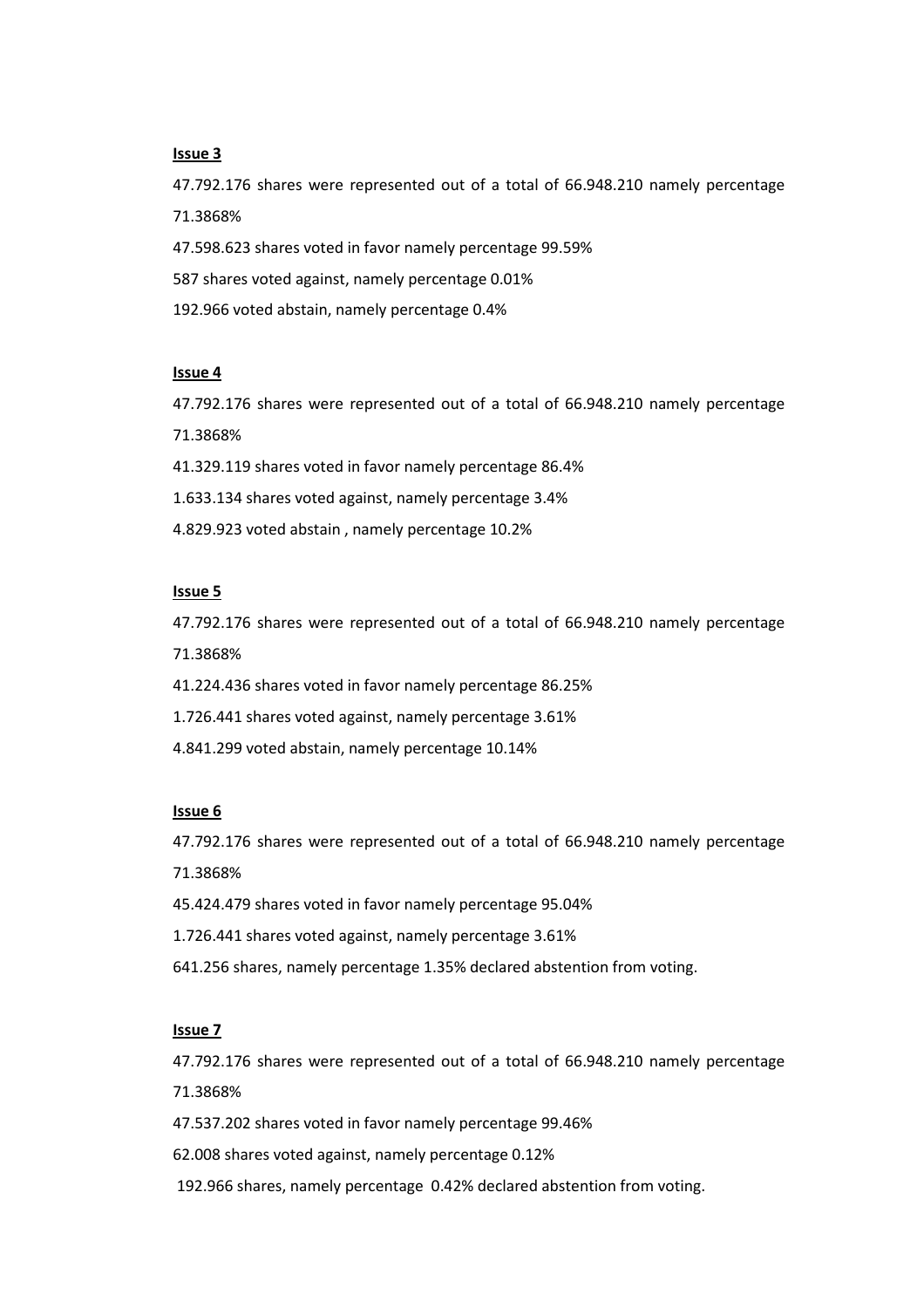**Issue 3**

47.792.176 shares were represented out of a total of 66.948.210 namely percentage 71.3868%

47.598.623 shares voted in favor namely percentage 99.59%

587 shares voted against, namely percentage 0.01%

192.966 voted abstain, namely percentage 0.4%

**Issue 4**

47.792.176 shares were represented out of a total of 66.948.210 namely percentage 71.3868%

41.329.119 shares voted in favor namely percentage 86.4%

1.633.134 shares voted against, namely percentage 3.4%

4.829.923 voted abstain , namely percentage 10.2%

**Issue 5**

47.792.176 shares were represented out of a total of 66.948.210 namely percentage 71.3868%

41.224.436 shares voted in favor namely percentage 86.25%

1.726.441 shares voted against, namely percentage 3.61%

4.841.299 voted abstain, namely percentage 10.14%

**Issue 6**

47.792.176 shares were represented out of a total of 66.948.210 namely percentage 71.3868%

45.424.479 shares voted in favor namely percentage 95.04%

1.726.441 shares voted against, namely percentage 3.61%

641.256 shares, namely percentage 1.35% declared abstention from voting.

**Issue 7**

47.792.176 shares were represented out of a total of 66.948.210 namely percentage 71.3868%

47.537.202 shares voted in favor namely percentage 99.46%

62.008 shares voted against, namely percentage 0.12%

192.966 shares, namely percentage 0.42% declared abstention from voting.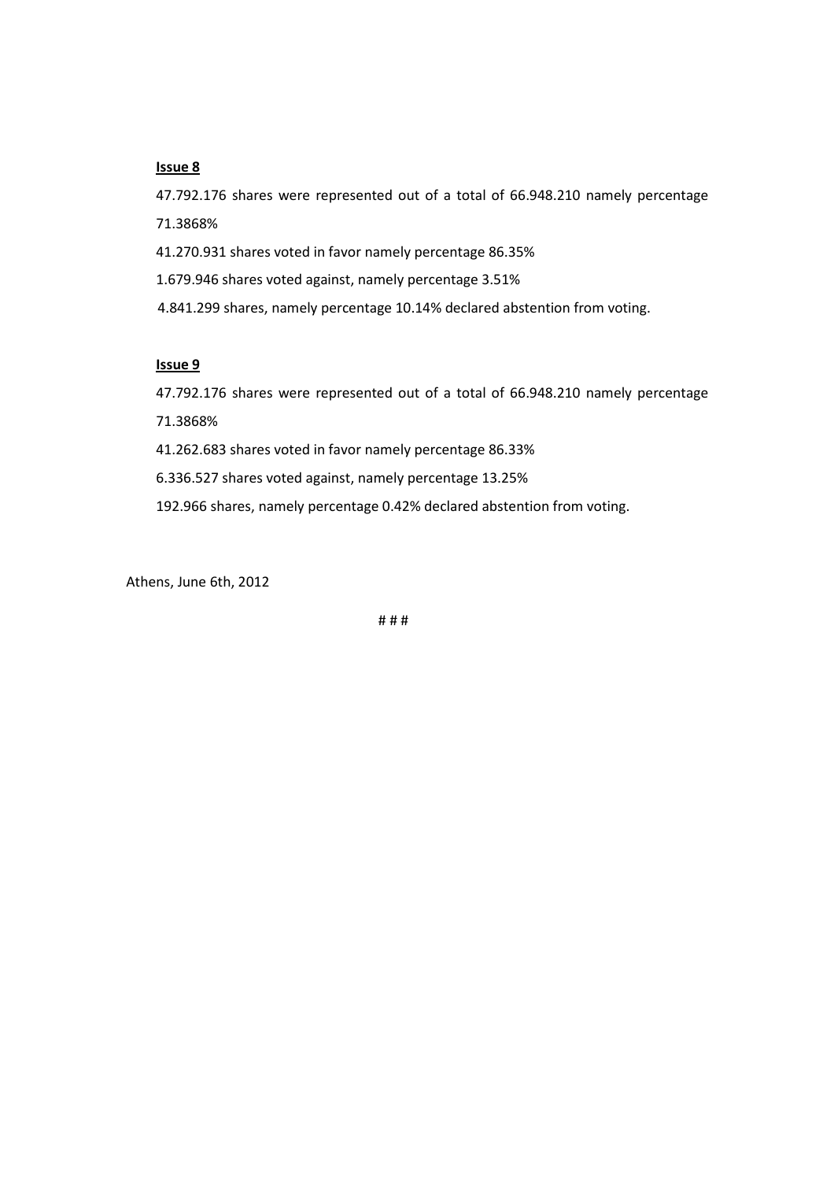**Issue 8**

47.792.176 shares were represented out of a total of 66.948.210 namely percentage 71.3868%

41.270.931 shares voted in favor namely percentage 86.35%

1.679.946 shares voted against, namely percentage 3.51%

4.841.299 shares, namely percentage 10.14% declared abstention from voting.

**Issue 9**

47.792.176 shares were represented out of a total of 66.948.210 namely percentage 71.3868%

41.262.683 shares voted in favor namely percentage 86.33%

6.336.527 shares voted against, namely percentage 13.25%

192.966 shares, namely percentage 0.42% declared abstention from voting.

Athens, June 6th, 2012

# # #